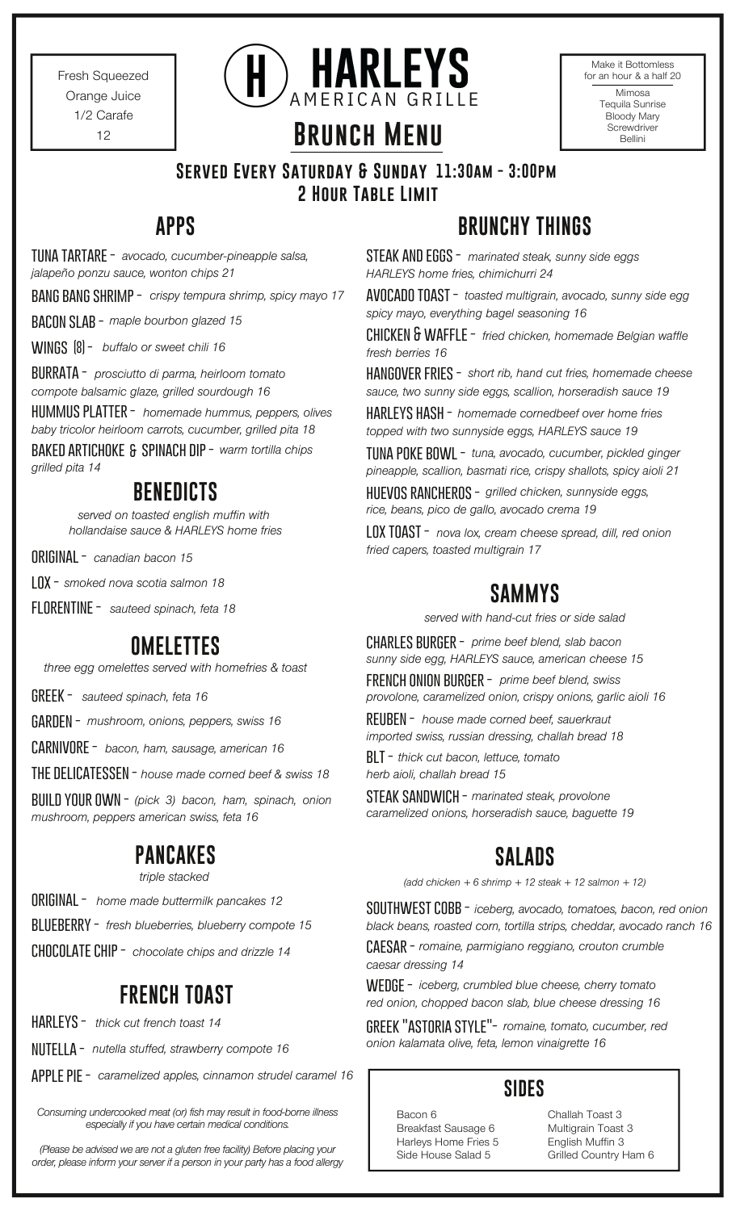Fresh Squeezed Orange Juice 1/2 Carafe 12

# HARLEYS AMERICAN GRILLE

## Brunch Menu

Make it Bottomless for an hour & a half 20

Mimosa
Tequila Sunrise
Bloody Mary
Screwdriver
Bellini

### Served Every Saturday & Sunday 11:30am - 3:00pm
### 2 Hour Table Limit

## APPS

**TUNA TARTARE** - *avocado, cucumber-pineapple salsa, jalapeño ponzu sauce, wonton chips 21*

**BANG BANG SHRIMP** - *crispy tempura shrimp, spicy mayo 17*

**BACON SLAB** - *maple bourbon glazed 15*

**WINGS (8)** - *buffalo or sweet chili 16*

**BURRATA** - *prosciutto di parma, heirloom tomato compote balsamic glaze, grilled sourdough 16*

**HUMMUS PLATTER** - *homemade hummus, peppers, olives baby tricolor heirloom carrots, cucumber, grilled pita 18*

**BAKED ARTICHOKE & SPINACH DIP** - *warm tortilla chips grilled pita 14*

## BENEDICTS

*served on toasted english muffin with hollandaise sauce & HARLEYS home fries*

**ORIGINAL** - *canadian bacon 15*

**LOX** - *smoked nova scotia salmon 18*

**FLORENTINE** - *sauteed spinach, feta 18*

## OMELETTES

*three egg omelettes served with homefries & toast*

**GREEK** - *sauteed spinach, feta 16*

**GARDEN** - *mushroom, onions, peppers, swiss 16*

**CARNIVORE** - *bacon, ham, sausage, american 16*

**THE DELICATESSEN** - *house made corned beef & swiss 18*

**BUILD YOUR OWN** - *(pick 3) bacon, ham, spinach, onion mushroom, peppers american swiss, feta 16*

## PANCAKES

*triple stacked*

**ORIGINAL** - *home made buttermilk pancakes 12*

**BLUEBERRY** - *fresh blueberries, blueberry compote 15*

**CHOCOLATE CHIP** - *chocolate chips and drizzle 14*

## FRENCH TOAST

**HARLEYS** - *thick cut french toast 14*

**NUTELLA** - *nutella stuffed, strawberry compote 16*

**APPLE PIE** - *caramelized apples, cinnamon strudel caramel 16*

*Consuming undercooked meat (or) fish may result in food-borne illness especially if you have certain medical conditions.*

*(Please be advised we are not a gluten free facility) Before placing your order, please inform your server if a person in your party has a food allergy*

## BRUNCHY THINGS

**STEAK AND EGGS** - *marinated steak, sunny side eggs HARLEYS home fries, chimichurri 24*

**AVOCADO TOAST** - *toasted multigrain, avocado, sunny side egg spicy mayo, everything bagel seasoning 16*

**CHICKEN & WAFFLE** - *fried chicken, homemade Belgian waffle fresh berries 16*

**HANGOVER FRIES** - *short rib, hand cut fries, homemade cheese sauce, two sunny side eggs, scallion, horseradish sauce 19*

**HARLEYS HASH** - *homemade cornedbeef over home fries topped with two sunnyside eggs, HARLEYS sauce 19*

**TUNA POKE BOWL** - *tuna, avocado, cucumber, pickled ginger pineapple, scallion, basmati rice, crispy shallots, spicy aioli 21*

**HUEVOS RANCHEROS** - *grilled chicken, sunnyside eggs, rice, beans, pico de gallo, avocado crema 19*

**LOX TOAST** - *nova lox, cream cheese spread, dill, red onion fried capers, toasted multigrain 17*

## SAMMYS

*served with hand-cut fries or side salad*

**CHARLES BURGER** - *prime beef blend, slab bacon sunny side egg, HARLEYS sauce, american cheese 15*

**FRENCH ONION BURGER** - *prime beef blend, swiss provolone, caramelized onion, crispy onions, garlic aioli 16*

**REUBEN** - *house made corned beef, sauerkraut imported swiss, russian dressing, challah bread 18*

**BLT** - *thick cut bacon, lettuce, tomato herb aioli, challah bread 15*

**STEAK SANDWICH** - *marinated steak, provolone caramelized onions, horseradish sauce, baguette 19*

## SALADS

*(add chicken + 6 shrimp + 12 steak + 12 salmon + 12)*

**SOUTHWEST COBB** - *iceberg, avocado, tomatoes, bacon, red onion black beans, roasted corn, tortilla strips, cheddar, avocado ranch 16*

**CAESAR** - *romaine, parmigiano reggiano, crouton crumble caesar dressing 14*

**WEDGE** - *iceberg, crumbled blue cheese, cherry tomato red onion, chopped bacon slab, blue cheese dressing 16*

**GREEK "ASTORIA STYLE"** - *romaine, tomato, cucumber, red onion kalamata olive, feta, lemon vinaigrette 16*

## SIDES

Bacon 6
Breakfast Sausage 6
Harleys Home Fries 5
Side House Salad 5
Challah Toast 3
Multigrain Toast 3
English Muffin 3
Grilled Country Ham 6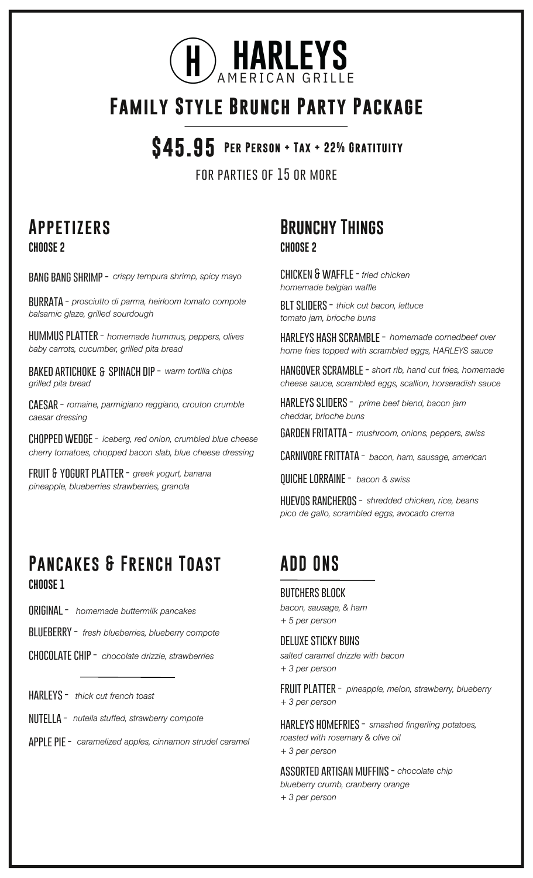# H HARLEYS
AMERICAN GRILLE

## Family Style Brunch Party Package

**$45.95** Per Person + Tax + 22% Gratituity

FOR PARTIES OF 15 OR MORE

## Appetizers
**CHOOSE 2**

BANG BANG SHRIMP - *crispy tempura shrimp, spicy mayo*

BURRATA - *prosciutto di parma, heirloom tomato compote balsamic glaze, grilled sourdough*

HUMMUS PLATTER - *homemade hummus, peppers, olives baby carrots, cucumber, grilled pita bread*

BAKED ARTICHOKE & SPINACH DIP - *warm tortilla chips grilled pita bread*

CAESAR - *romaine, parmigiano reggiano, crouton crumble caesar dressing*

CHOPPED WEDGE - *iceberg, red onion, crumbled blue cheese cherry tomatoes, chopped bacon slab, blue cheese dressing*

FRUIT & YOGURT PLATTER - *greek yogurt, banana pineapple, blueberries strawberries, granola*

## Brunchy Things
**CHOOSE 2**

CHICKEN & WAFFLE - *fried chicken homemade belgian waffle*

BLT SLIDERS - *thick cut bacon, lettuce tomato jam, brioche buns*

HARLEYS HASH SCRAMBLE - *homemade cornedbeef over home fries topped with scrambled eggs, HARLEYS sauce*

HANGOVER SCRAMBLE - *short rib, hand cut fries, homemade cheese sauce, scrambled eggs, scallion, horseradish sauce*

HARLEYS SLIDERS - *prime beef blend, bacon jam cheddar, brioche buns*

GARDEN FRITATTA - *mushroom, onions, peppers, swiss*

CARNIVORE FRITTATA - *bacon, ham, sausage, american*

QUICHE LORRAINE - *bacon & swiss*

HUEVOS RANCHEROS - *shredded chicken, rice, beans pico de gallo, scrambled eggs, avocado crema*

## Pancakes & French Toast
**CHOOSE 1**

ORIGINAL - *homemade buttermilk pancakes*

BLUEBERRY - *fresh blueberries, blueberry compote*

CHOCOLATE CHIP - *chocolate drizzle, strawberries*

---

HARLEYS - *thick cut french toast*

NUTELLA - *nutella stuffed, strawberry compote*

APPLE PIE - *caramelized apples, cinnamon strudel caramel*

## ADD ONS

BUTCHERS BLOCK
*bacon, sausage, & ham*
*+ 5 per person*

DELUXE STICKY BUNS
*salted caramel drizzle with bacon*
*+ 3 per person*

FRUIT PLATTER - *pineapple, melon, strawberry, blueberry*
*+ 3 per person*

HARLEYS HOMEFRIES - *smashed fingerling potatoes, roasted with rosemary & olive oil*
*+ 3 per person*

ASSORTED ARTISAN MUFFINS - *chocolate chip blueberry crumb, cranberry orange*
*+ 3 per person*